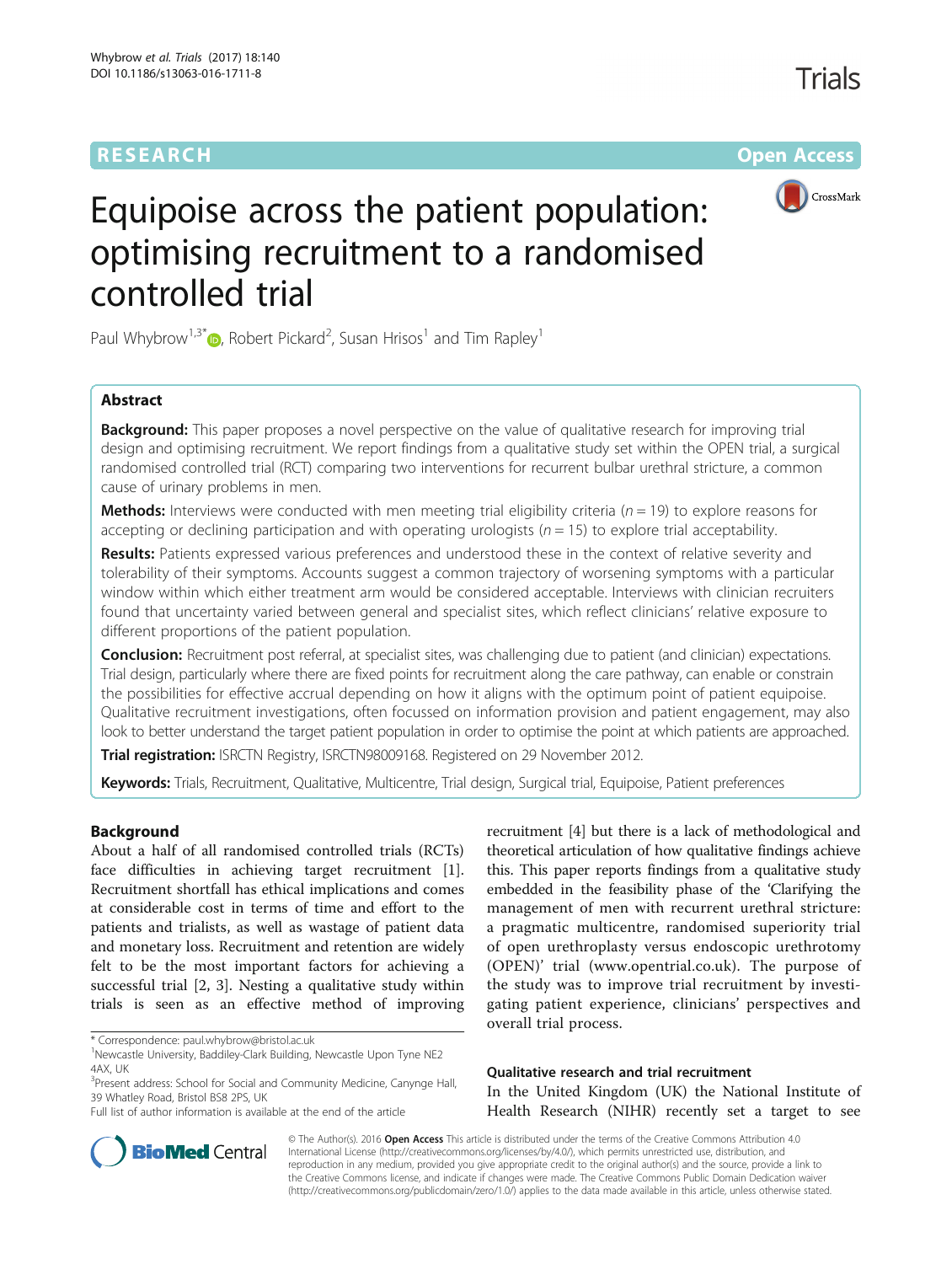**RESEARCH** **Open Access**

# Equipoise across the patient population: optimising recruitment to a randomised controlled trial

Paul Whybrow[1,3*], Robert Pickard[2], Susan Hrisos[1] and Tim Rapley[1]

## Abstract

**Background:** This paper proposes a novel perspective on the value of qualitative research for improving trial design and optimising recruitment. We report findings from a qualitative study set within the OPEN trial, a surgical randomised controlled trial (RCT) comparing two interventions for recurrent bulbar urethral stricture, a common cause of urinary problems in men.

**Methods:** Interviews were conducted with men meeting trial eligibility criteria ($n = 19$) to explore reasons for accepting or declining participation and with operating urologists ($n = 15$) to explore trial acceptability.

**Results:** Patients expressed various preferences and understood these in the context of relative severity and tolerability of their symptoms. Accounts suggest a common trajectory of worsening symptoms with a particular window within which either treatment arm would be considered acceptable. Interviews with clinician recruiters found that uncertainty varied between general and specialist sites, which reflect clinicians' relative exposure to different proportions of the patient population.

**Conclusion:** Recruitment post referral, at specialist sites, was challenging due to patient (and clinician) expectations. Trial design, particularly where there are fixed points for recruitment along the care pathway, can enable or constrain the possibilities for effective accrual depending on how it aligns with the optimum point of patient equipoise. Qualitative recruitment investigations, often focussed on information provision and patient engagement, may also look to better understand the target patient population in order to optimise the point at which patients are approached.

**Trial registration:** ISRCTN Registry, ISRCTN98009168. Registered on 29 November 2012.

**Keywords:** Trials, Recruitment, Qualitative, Multicentre, Trial design, Surgical trial, Equipoise, Patient preferences

## Background

About a half of all randomised controlled trials (RCTs) face difficulties in achieving target recruitment [1]. Recruitment shortfall has ethical implications and comes at considerable cost in terms of time and effort to the patients and trialists, as well as wastage of patient data and monetary loss. Recruitment and retention are widely felt to be the most important factors for achieving a successful trial [2, 3]. Nesting a qualitative study within trials is seen as an effective method of improving recruitment [4] but there is a lack of methodological and theoretical articulation of how qualitative findings achieve this. This paper reports findings from a qualitative study embedded in the feasibility phase of the 'Clarifying the management of men with recurrent urethral stricture: a pragmatic multicentre, randomised superiority trial of open urethroplasty versus endoscopic urethrotomy (OPEN)' trial (www.opentrial.co.uk). The purpose of the study was to improve trial recruitment by investigating patient experience, clinicians' perspectives and overall trial process.

### Qualitative research and trial recruitment

In the United Kingdom (UK) the National Institute of Health Research (NIHR) recently set a target to see

\* Correspondence: paul.whybrow@bristol.ac.uk
[1]Newcastle University, Baddiley-Clark Building, Newcastle Upon Tyne NE2 4AX, UK
[3]Present address: School for Social and Community Medicine, Canynge Hall, 39 Whatley Road, Bristol BS8 2PS, UK
Full list of author information is available at the end of the article

© The Author(s). 2016 **Open Access** This article is distributed under the terms of the Creative Commons Attribution 4.0 International License (http://creativecommons.org/licenses/by/4.0/), which permits unrestricted use, distribution, and reproduction in any medium, provided you give appropriate credit to the original author(s) and the source, provide a link to the Creative Commons license, and indicate if changes were made. The Creative Commons Public Domain Dedication waiver (http://creativecommons.org/publicdomain/zero/1.0/) applies to the data made available in this article, unless otherwise stated.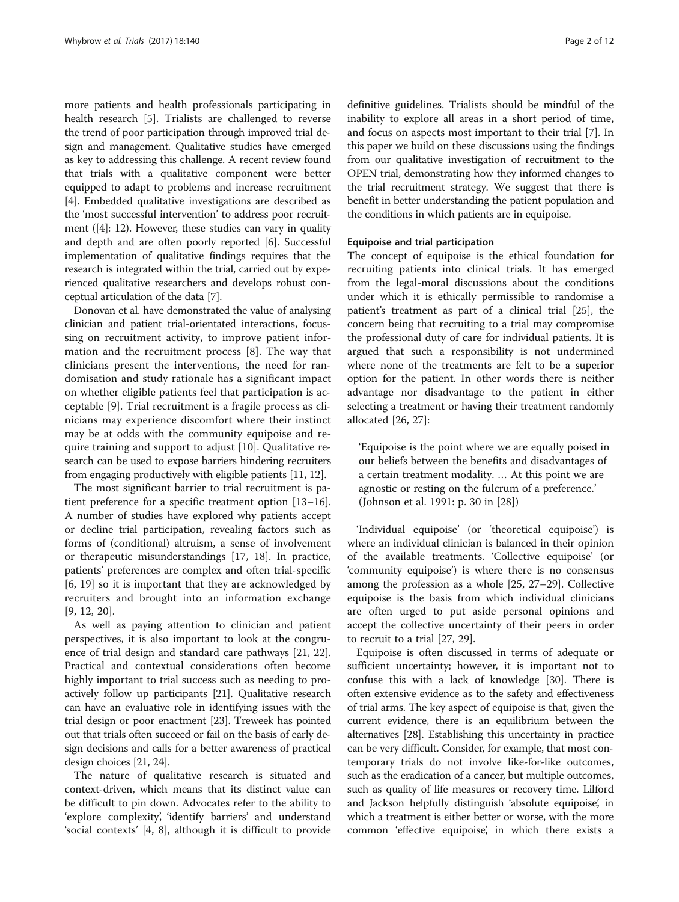more patients and health professionals participating in health research [5]. Trialists are challenged to reverse the trend of poor participation through improved trial design and management. Qualitative studies have emerged as key to addressing this challenge. A recent review found that trials with a qualitative component were better equipped to adapt to problems and increase recruitment [4]. Embedded qualitative investigations are described as the 'most successful intervention' to address poor recruitment ([4]: 12). However, these studies can vary in quality and depth and are often poorly reported [6]. Successful implementation of qualitative findings requires that the research is integrated within the trial, carried out by experienced qualitative researchers and develops robust conceptual articulation of the data [7].

Donovan et al. have demonstrated the value of analysing clinician and patient trial-orientated interactions, focussing on recruitment activity, to improve patient information and the recruitment process [8]. The way that clinicians present the interventions, the need for randomisation and study rationale has a significant impact on whether eligible patients feel that participation is acceptable [9]. Trial recruitment is a fragile process as clinicians may experience discomfort where their instinct may be at odds with the community equipoise and require training and support to adjust [10]. Qualitative research can be used to expose barriers hindering recruiters from engaging productively with eligible patients [11, 12].

The most significant barrier to trial recruitment is patient preference for a specific treatment option [13–16]. A number of studies have explored why patients accept or decline trial participation, revealing factors such as forms of (conditional) altruism, a sense of involvement or therapeutic misunderstandings [17, 18]. In practice, patients' preferences are complex and often trial-specific [6, 19] so it is important that they are acknowledged by recruiters and brought into an information exchange [9, 12, 20].

As well as paying attention to clinician and patient perspectives, it is also important to look at the congruence of trial design and standard care pathways [21, 22]. Practical and contextual considerations often become highly important to trial success such as needing to proactively follow up participants [21]. Qualitative research can have an evaluative role in identifying issues with the trial design or poor enactment [23]. Treweek has pointed out that trials often succeed or fail on the basis of early design decisions and calls for a better awareness of practical design choices [21, 24].

The nature of qualitative research is situated and context-driven, which means that its distinct value can be difficult to pin down. Advocates refer to the ability to 'explore complexity', 'identify barriers' and understand 'social contexts' [4, 8], although it is difficult to provide definitive guidelines. Trialists should be mindful of the inability to explore all areas in a short period of time, and focus on aspects most important to their trial [7]. In this paper we build on these discussions using the findings from our qualitative investigation of recruitment to the OPEN trial, demonstrating how they informed changes to the trial recruitment strategy. We suggest that there is benefit in better understanding the patient population and the conditions in which patients are in equipoise.

### Equipoise and trial participation

The concept of equipoise is the ethical foundation for recruiting patients into clinical trials. It has emerged from the legal-moral discussions about the conditions under which it is ethically permissible to randomise a patient's treatment as part of a clinical trial [25], the concern being that recruiting to a trial may compromise the professional duty of care for individual patients. It is argued that such a responsibility is not undermined where none of the treatments are felt to be a superior option for the patient. In other words there is neither advantage nor disadvantage to the patient in either selecting a treatment or having their treatment randomly allocated [26, 27]:

> 'Equipoise is the point where we are equally poised in our beliefs between the benefits and disadvantages of a certain treatment modality. … At this point we are agnostic or resting on the fulcrum of a preference.' (Johnson et al. 1991: p. 30 in [28])

'Individual equipoise' (or 'theoretical equipoise') is where an individual clinician is balanced in their opinion of the available treatments. 'Collective equipoise' (or 'community equipoise') is where there is no consensus among the profession as a whole [25, 27–29]. Collective equipoise is the basis from which individual clinicians are often urged to put aside personal opinions and accept the collective uncertainty of their peers in order to recruit to a trial [27, 29].

Equipoise is often discussed in terms of adequate or sufficient uncertainty; however, it is important not to confuse this with a lack of knowledge [30]. There is often extensive evidence as to the safety and effectiveness of trial arms. The key aspect of equipoise is that, given the current evidence, there is an equilibrium between the alternatives [28]. Establishing this uncertainty in practice can be very difficult. Consider, for example, that most contemporary trials do not involve like-for-like outcomes, such as the eradication of a cancer, but multiple outcomes, such as quality of life measures or recovery time. Lilford and Jackson helpfully distinguish 'absolute equipoise', in which a treatment is either better or worse, with the more common 'effective equipoise', in which there exists a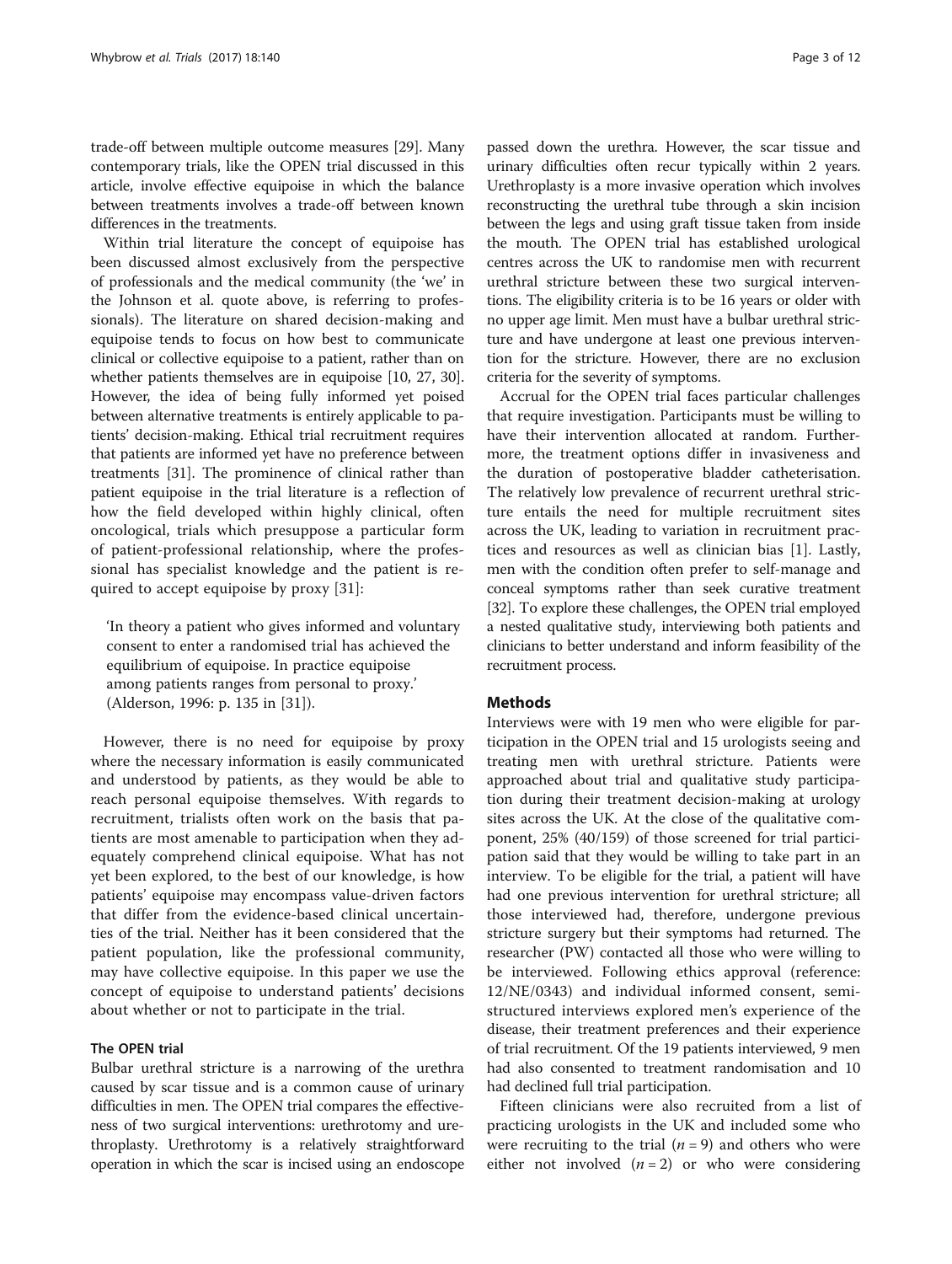trade-off between multiple outcome measures [29]. Many contemporary trials, like the OPEN trial discussed in this article, involve effective equipoise in which the balance between treatments involves a trade-off between known differences in the treatments.

Within trial literature the concept of equipoise has been discussed almost exclusively from the perspective of professionals and the medical community (the 'we' in the Johnson et al. quote above, is referring to professionals). The literature on shared decision-making and equipoise tends to focus on how best to communicate clinical or collective equipoise to a patient, rather than on whether patients themselves are in equipoise [10, 27, 30]. However, the idea of being fully informed yet poised between alternative treatments is entirely applicable to patients' decision-making. Ethical trial recruitment requires that patients are informed yet have no preference between treatments [31]. The prominence of clinical rather than patient equipoise in the trial literature is a reflection of how the field developed within highly clinical, often oncological, trials which presuppose a particular form of patient-professional relationship, where the professional has specialist knowledge and the patient is required to accept equipoise by proxy [31]:

> 'In theory a patient who gives informed and voluntary consent to enter a randomised trial has achieved the equilibrium of equipoise. In practice equipoise among patients ranges from personal to proxy.' (Alderson, 1996: p. 135 in [31]).

However, there is no need for equipoise by proxy where the necessary information is easily communicated and understood by patients, as they would be able to reach personal equipoise themselves. With regards to recruitment, trialists often work on the basis that patients are most amenable to participation when they adequately comprehend clinical equipoise. What has not yet been explored, to the best of our knowledge, is how patients' equipoise may encompass value-driven factors that differ from the evidence-based clinical uncertainties of the trial. Neither has it been considered that the patient population, like the professional community, may have collective equipoise. In this paper we use the concept of equipoise to understand patients' decisions about whether or not to participate in the trial.

### The OPEN trial

Bulbar urethral stricture is a narrowing of the urethra caused by scar tissue and is a common cause of urinary difficulties in men. The OPEN trial compares the effectiveness of two surgical interventions: urethrotomy and urethroplasty. Urethrotomy is a relatively straightforward operation in which the scar is incised using an endoscope passed down the urethra. However, the scar tissue and urinary difficulties often recur typically within 2 years. Urethroplasty is a more invasive operation which involves reconstructing the urethral tube through a skin incision between the legs and using graft tissue taken from inside the mouth. The OPEN trial has established urological centres across the UK to randomise men with recurrent urethral stricture between these two surgical interventions. The eligibility criteria is to be 16 years or older with no upper age limit. Men must have a bulbar urethral stricture and have undergone at least one previous intervention for the stricture. However, there are no exclusion criteria for the severity of symptoms.

Accrual for the OPEN trial faces particular challenges that require investigation. Participants must be willing to have their intervention allocated at random. Furthermore, the treatment options differ in invasiveness and the duration of postoperative bladder catheterisation. The relatively low prevalence of recurrent urethral stricture entails the need for multiple recruitment sites across the UK, leading to variation in recruitment practices and resources as well as clinician bias [1]. Lastly, men with the condition often prefer to self-manage and conceal symptoms rather than seek curative treatment [32]. To explore these challenges, the OPEN trial employed a nested qualitative study, interviewing both patients and clinicians to better understand and inform feasibility of the recruitment process.

## Methods

Interviews were with 19 men who were eligible for participation in the OPEN trial and 15 urologists seeing and treating men with urethral stricture. Patients were approached about trial and qualitative study participation during their treatment decision-making at urology sites across the UK. At the close of the qualitative component, 25% (40/159) of those screened for trial participation said that they would be willing to take part in an interview. To be eligible for the trial, a patient will have had one previous intervention for urethral stricture; all those interviewed had, therefore, undergone previous stricture surgery but their symptoms had returned. The researcher (PW) contacted all those who were willing to be interviewed. Following ethics approval (reference: 12/NE/0343) and individual informed consent, semi-structured interviews explored men's experience of the disease, their treatment preferences and their experience of trial recruitment. Of the 19 patients interviewed, 9 men had also consented to treatment randomisation and 10 had declined full trial participation.

Fifteen clinicians were also recruited from a list of practicing urologists in the UK and included some who were recruiting to the trial ($n = 9$) and others who were either not involved ($n = 2$) or who were considering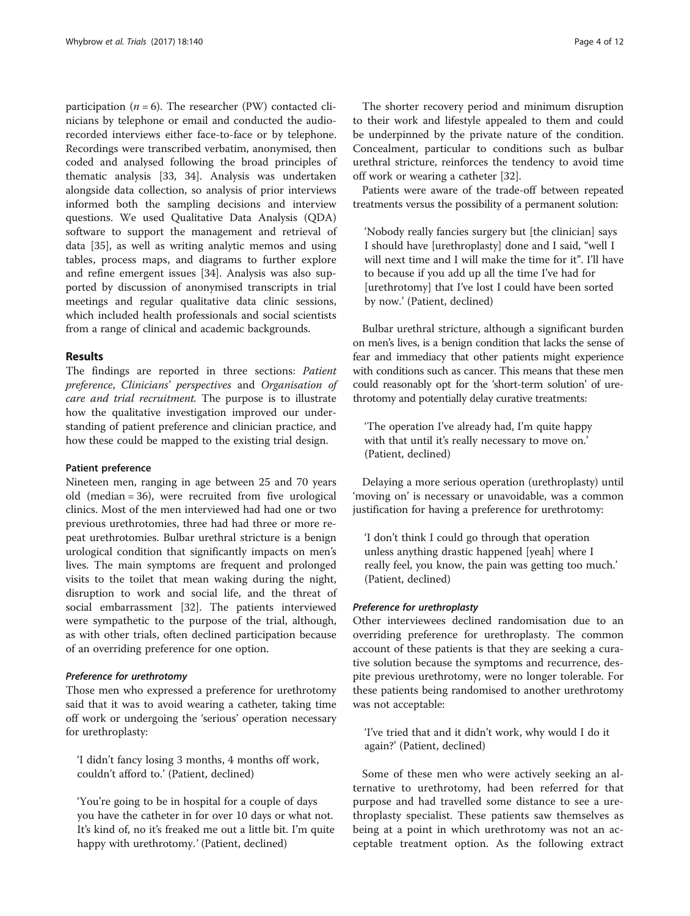participation ($n = 6$). The researcher (PW) contacted clinicians by telephone or email and conducted the audio-recorded interviews either face-to-face or by telephone. Recordings were transcribed verbatim, anonymised, then coded and analysed following the broad principles of thematic analysis [33, 34]. Analysis was undertaken alongside data collection, so analysis of prior interviews informed both the sampling decisions and interview questions. We used Qualitative Data Analysis (QDA) software to support the management and retrieval of data [35], as well as writing analytic memos and using tables, process maps, and diagrams to further explore and refine emergent issues [34]. Analysis was also supported by discussion of anonymised transcripts in trial meetings and regular qualitative data clinic sessions, which included health professionals and social scientists from a range of clinical and academic backgrounds.

## Results

The findings are reported in three sections: *Patient preference*, *Clinicians' perspectives* and *Organisation of care and trial recruitment.* The purpose is to illustrate how the qualitative investigation improved our understanding of patient preference and clinician practice, and how these could be mapped to the existing trial design.

### Patient preference

Nineteen men, ranging in age between 25 and 70 years old (median = 36), were recruited from five urological clinics. Most of the men interviewed had had one or two previous urethrotomies, three had had three or more repeat urethrotomies. Bulbar urethral stricture is a benign urological condition that significantly impacts on men's lives. The main symptoms are frequent and prolonged visits to the toilet that mean waking during the night, disruption to work and social life, and the threat of social embarrassment [32]. The patients interviewed were sympathetic to the purpose of the trial, although, as with other trials, often declined participation because of an overriding preference for one option.

#### *Preference for urethrotomy*

Those men who expressed a preference for urethrotomy said that it was to avoid wearing a catheter, taking time off work or undergoing the 'serious' operation necessary for urethroplasty:

> 'I didn't fancy losing 3 months, 4 months off work, couldn't afford to.' (Patient, declined)

> 'You're going to be in hospital for a couple of days you have the catheter in for over 10 days or what not. It's kind of, no it's freaked me out a little bit. I'm quite happy with urethrotomy.' (Patient, declined)

The shorter recovery period and minimum disruption to their work and lifestyle appealed to them and could be underpinned by the private nature of the condition. Concealment, particular to conditions such as bulbar urethral stricture, reinforces the tendency to avoid time off work or wearing a catheter [32].

Patients were aware of the trade-off between repeated treatments versus the possibility of a permanent solution:

> 'Nobody really fancies surgery but [the clinician] says I should have [urethroplasty] done and I said, "well I will next time and I will make the time for it". I'll have to because if you add up all the time I've had for [urethrotomy] that I've lost I could have been sorted by now.' (Patient, declined)

Bulbar urethral stricture, although a significant burden on men's lives, is a benign condition that lacks the sense of fear and immediacy that other patients might experience with conditions such as cancer. This means that these men could reasonably opt for the 'short-term solution' of urethrotomy and potentially delay curative treatments:

> 'The operation I've already had, I'm quite happy with that until it's really necessary to move on.' (Patient, declined)

Delaying a more serious operation (urethroplasty) until 'moving on' is necessary or unavoidable, was a common justification for having a preference for urethrotomy:

> 'I don't think I could go through that operation unless anything drastic happened [yeah] where I really feel, you know, the pain was getting too much.' (Patient, declined)

#### *Preference for urethroplasty*

Other interviewees declined randomisation due to an overriding preference for urethroplasty. The common account of these patients is that they are seeking a curative solution because the symptoms and recurrence, despite previous urethrotomy, were no longer tolerable. For these patients being randomised to another urethrotomy was not acceptable:

> 'I've tried that and it didn't work, why would I do it again?' (Patient, declined)

Some of these men who were actively seeking an alternative to urethrotomy, had been referred for that purpose and had travelled some distance to see a urethroplasty specialist. These patients saw themselves as being at a point in which urethrotomy was not an acceptable treatment option. As the following extract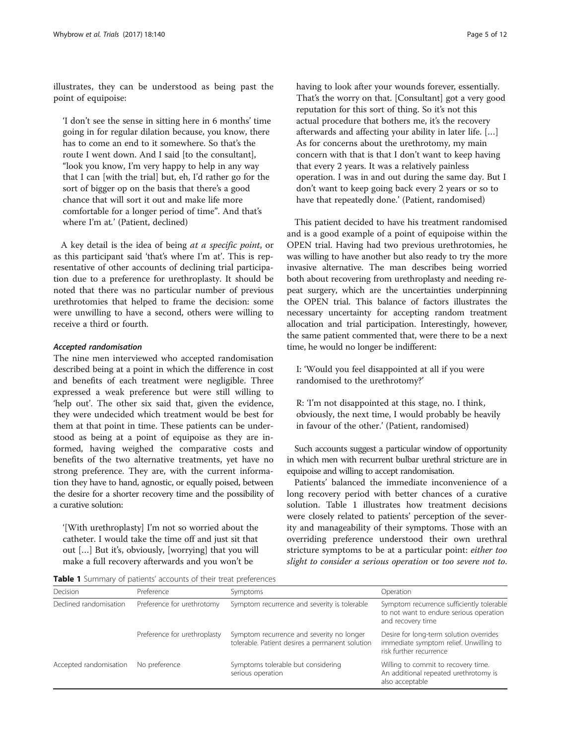illustrates, they can be understood as being past the point of equipoise:

> 'I don't see the sense in sitting here in 6 months' time going in for regular dilation because, you know, there has to come an end to it somewhere. So that's the route I went down. And I said [to the consultant], "look you know, I'm very happy to help in any way that I can [with the trial] but, eh, I'd rather go for the sort of bigger op on the basis that there's a good chance that will sort it out and make life more comfortable for a longer period of time". And that's where I'm at.' (Patient, declined)

A key detail is the idea of being *at a specific point*, or as this participant said 'that's where I'm at'. This is representative of other accounts of declining trial participation due to a preference for urethroplasty. It should be noted that there was no particular number of previous urethrotomies that helped to frame the decision: some were unwilling to have a second, others were willing to receive a third or fourth.

#### *Accepted randomisation*

The nine men interviewed who accepted randomisation described being at a point in which the difference in cost and benefits of each treatment were negligible. Three expressed a weak preference but were still willing to 'help out'. The other six said that, given the evidence, they were undecided which treatment would be best for them at that point in time. These patients can be understood as being at a point of equipoise as they are informed, having weighed the comparative costs and benefits of the two alternative treatments, yet have no strong preference. They are, with the current information they have to hand, agnostic, or equally poised, between the desire for a shorter recovery time and the possibility of a curative solution:

> '[With urethroplasty] I'm not so worried about the catheter. I would take the time off and just sit that out […] But it's, obviously, [worrying] that you will make a full recovery afterwards and you won't be having to look after your wounds forever, essentially. That's the worry on that. [Consultant] got a very good reputation for this sort of thing. So it's not this actual procedure that bothers me, it's the recovery afterwards and affecting your ability in later life. […] As for concerns about the urethrotomy, my main concern with that is that I don't want to keep having that every 2 years. It was a relatively painless operation. I was in and out during the same day. But I don't want to keep going back every 2 years or so to have that repeatedly done.' (Patient, randomised)

This patient decided to have his treatment randomised and is a good example of a point of equipoise within the OPEN trial. Having had two previous urethrotomies, he was willing to have another but also ready to try the more invasive alternative. The man describes being worried both about recovering from urethroplasty and needing repeat surgery, which are the uncertainties underpinning the OPEN trial. This balance of factors illustrates the necessary uncertainty for accepting random treatment allocation and trial participation. Interestingly, however, the same patient commented that, were there to be a next time, he would no longer be indifferent:

> I: 'Would you feel disappointed at all if you were randomised to the urethrotomy?'
>
> R: 'I'm not disappointed at this stage, no. I think, obviously, the next time, I would probably be heavily in favour of the other.' (Patient, randomised)

Such accounts suggest a particular window of opportunity in which men with recurrent bulbar urethral stricture are in equipoise and willing to accept randomisation.

Patients' balanced the immediate inconvenience of a long recovery period with better chances of a curative solution. Table 1 illustrates how treatment decisions were closely related to patients' perception of the severity and manageability of their symptoms. Those with an overriding preference understood their own urethral stricture symptoms to be at a particular point: *either too slight to consider a serious operation* or *too severe not to*.

**Table 1** Summary of patients' accounts of their treat preferences

| Decision | Preference | Symptoms | Operation |
|---|---|---|---|
| Declined randomisation | Preference for urethrotomy | Symptom recurrence and severity is tolerable | Symptom recurrence sufficiently tolerable to not want to endure serious operation and recovery time |
| | Preference for urethroplasty | Symptom recurrence and severity no longer tolerable. Patient desires a permanent solution | Desire for long-term solution overrides immediate symptom relief. Unwilling to risk further recurrence |
| Accepted randomisation | No preference | Symptoms tolerable but considering serious operation | Willing to commit to recovery time. An additional repeated urethrotomy is also acceptable |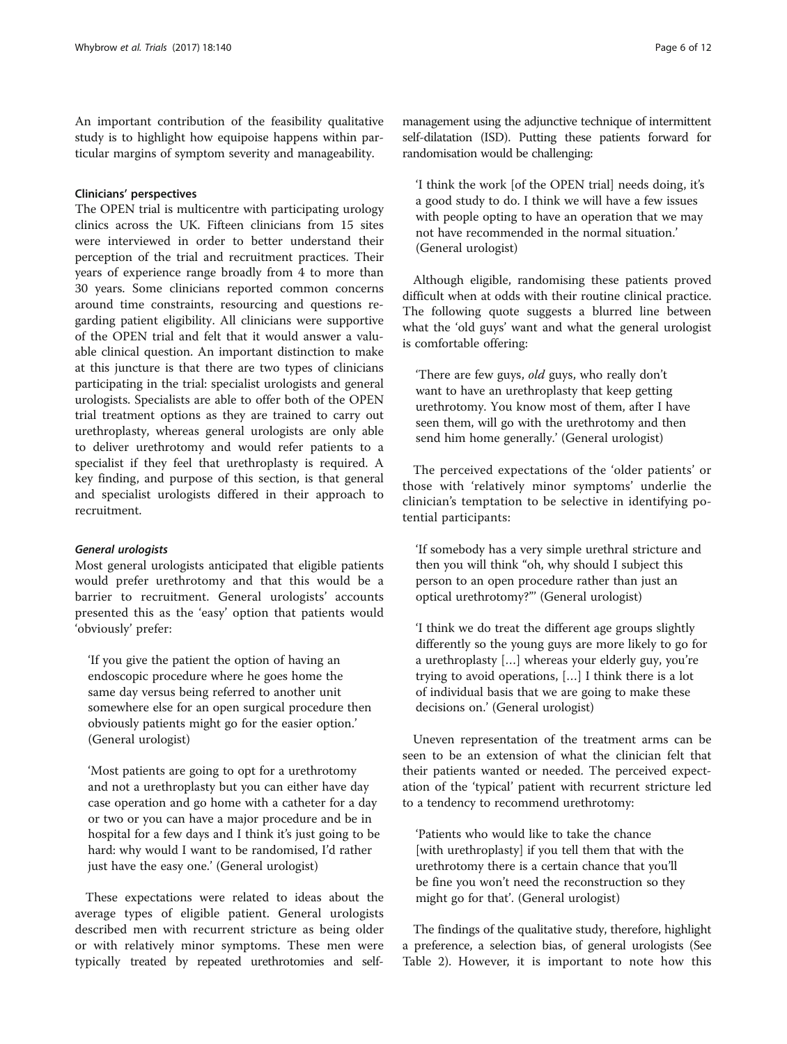An important contribution of the feasibility qualitative study is to highlight how equipoise happens within particular margins of symptom severity and manageability.

#### Clinicians' perspectives

The OPEN trial is multicentre with participating urology clinics across the UK. Fifteen clinicians from 15 sites were interviewed in order to better understand their perception of the trial and recruitment practices. Their years of experience range broadly from 4 to more than 30 years. Some clinicians reported common concerns around time constraints, resourcing and questions regarding patient eligibility. All clinicians were supportive of the OPEN trial and felt that it would answer a valuable clinical question. An important distinction to make at this juncture is that there are two types of clinicians participating in the trial: specialist urologists and general urologists. Specialists are able to offer both of the OPEN trial treatment options as they are trained to carry out urethroplasty, whereas general urologists are only able to deliver urethrotomy and would refer patients to a specialist if they feel that urethroplasty is required. A key finding, and purpose of this section, is that general and specialist urologists differed in their approach to recruitment.

##### *General urologists*

Most general urologists anticipated that eligible patients would prefer urethrotomy and that this would be a barrier to recruitment. General urologists' accounts presented this as the 'easy' option that patients would 'obviously' prefer:

> 'If you give the patient the option of having an endoscopic procedure where he goes home the same day versus being referred to another unit somewhere else for an open surgical procedure then obviously patients might go for the easier option.' (General urologist)

> 'Most patients are going to opt for a urethrotomy and not a urethroplasty but you can either have day case operation and go home with a catheter for a day or two or you can have a major procedure and be in hospital for a few days and I think it's just going to be hard: why would I want to be randomised, I'd rather just have the easy one.' (General urologist)

These expectations were related to ideas about the average types of eligible patient. General urologists described men with recurrent stricture as being older or with relatively minor symptoms. These men were typically treated by repeated urethrotomies and self-management using the adjunctive technique of intermittent self-dilatation (ISD). Putting these patients forward for randomisation would be challenging:

> 'I think the work [of the OPEN trial] needs doing, it's a good study to do. I think we will have a few issues with people opting to have an operation that we may not have recommended in the normal situation.' (General urologist)

Although eligible, randomising these patients proved difficult when at odds with their routine clinical practice. The following quote suggests a blurred line between what the 'old guys' want and what the general urologist is comfortable offering:

> 'There are few guys, *old* guys, who really don't want to have an urethroplasty that keep getting urethrotomy. You know most of them, after I have seen them, will go with the urethrotomy and then send him home generally.' (General urologist)

The perceived expectations of the 'older patients' or those with 'relatively minor symptoms' underlie the clinician's temptation to be selective in identifying potential participants:

> 'If somebody has a very simple urethral stricture and then you will think "oh, why should I subject this person to an open procedure rather than just an optical urethrotomy?"' (General urologist)

> 'I think we do treat the different age groups slightly differently so the young guys are more likely to go for a urethroplasty […] whereas your elderly guy, you're trying to avoid operations, […] I think there is a lot of individual basis that we are going to make these decisions on.' (General urologist)

Uneven representation of the treatment arms can be seen to be an extension of what the clinician felt that their patients wanted or needed. The perceived expectation of the 'typical' patient with recurrent stricture led to a tendency to recommend urethrotomy:

> 'Patients who would like to take the chance [with urethroplasty] if you tell them that with the urethrotomy there is a certain chance that you'll be fine you won't need the reconstruction so they might go for that'. (General urologist)

The findings of the qualitative study, therefore, highlight a preference, a selection bias, of general urologists (See Table 2). However, it is important to note how this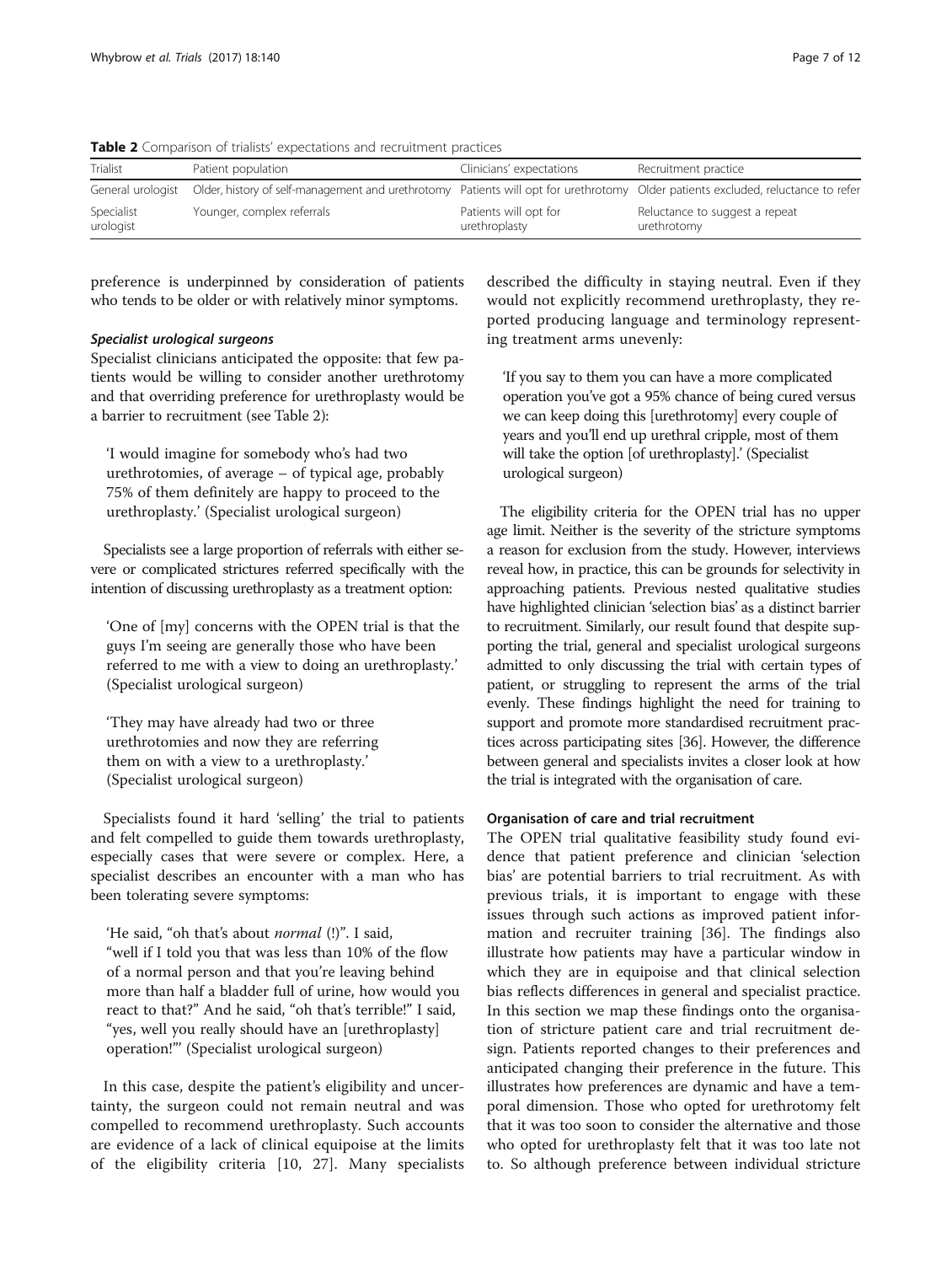**Table 2** Comparison of trialists' expectations and recruitment practices

| Trialist | Patient population | Clinicians' expectations | Recruitment practice |
| --- | --- | --- | --- |
| General urologist | Older, history of self-management and urethrotomy | Patients will opt for urethrotomy | Older patients excluded, reluctance to refer |
| Specialist urologist | Younger, complex referrals | Patients will opt for urethroplasty | Reluctance to suggest a repeat urethrotomy |

preference is underpinned by consideration of patients who tends to be older or with relatively minor symptoms.

#### Specialist urological surgeons

Specialist clinicians anticipated the opposite: that few patients would be willing to consider another urethrotomy and that overriding preference for urethroplasty would be a barrier to recruitment (see Table 2):

> 'I would imagine for somebody who's had two urethrotomies, of average – of typical age, probably 75% of them definitely are happy to proceed to the urethroplasty.' (Specialist urological surgeon)

Specialists see a large proportion of referrals with either severe or complicated strictures referred specifically with the intention of discussing urethroplasty as a treatment option:

> 'One of [my] concerns with the OPEN trial is that the guys I'm seeing are generally those who have been referred to me with a view to doing an urethroplasty.' (Specialist urological surgeon)

> 'They may have already had two or three urethrotomies and now they are referring them on with a view to a urethroplasty.' (Specialist urological surgeon)

Specialists found it hard 'selling' the trial to patients and felt compelled to guide them towards urethroplasty, especially cases that were severe or complex. Here, a specialist describes an encounter with a man who has been tolerating severe symptoms:

> 'He said, "oh that's about *normal* (!)". I said, "well if I told you that was less than 10% of the flow of a normal person and that you're leaving behind more than half a bladder full of urine, how would you react to that?" And he said, "oh that's terrible!" I said, "yes, well you really should have an [urethroplasty] operation!"' (Specialist urological surgeon)

In this case, despite the patient's eligibility and uncertainty, the surgeon could not remain neutral and was compelled to recommend urethroplasty. Such accounts are evidence of a lack of clinical equipoise at the limits of the eligibility criteria [10, 27]. Many specialists described the difficulty in staying neutral. Even if they would not explicitly recommend urethroplasty, they reported producing language and terminology representing treatment arms unevenly:

> 'If you say to them you can have a more complicated operation you've got a 95% chance of being cured versus we can keep doing this [urethrotomy] every couple of years and you'll end up urethral cripple, most of them will take the option [of urethroplasty].' (Specialist urological surgeon)

The eligibility criteria for the OPEN trial has no upper age limit. Neither is the severity of the stricture symptoms a reason for exclusion from the study. However, interviews reveal how, in practice, this can be grounds for selectivity in approaching patients. Previous nested qualitative studies have highlighted clinician 'selection bias' as a distinct barrier to recruitment. Similarly, our result found that despite supporting the trial, general and specialist urological surgeons admitted to only discussing the trial with certain types of patient, or struggling to represent the arms of the trial evenly. These findings highlight the need for training to support and promote more standardised recruitment practices across participating sites [36]. However, the difference between general and specialists invites a closer look at how the trial is integrated with the organisation of care.

### Organisation of care and trial recruitment

The OPEN trial qualitative feasibility study found evidence that patient preference and clinician 'selection bias' are potential barriers to trial recruitment. As with previous trials, it is important to engage with these issues through such actions as improved patient information and recruiter training [36]. The findings also illustrate how patients may have a particular window in which they are in equipoise and that clinical selection bias reflects differences in general and specialist practice. In this section we map these findings onto the organisation of stricture patient care and trial recruitment design. Patients reported changes to their preferences and anticipated changing their preference in the future. This illustrates how preferences are dynamic and have a temporal dimension. Those who opted for urethrotomy felt that it was too soon to consider the alternative and those who opted for urethroplasty felt that it was too late not to. So although preference between individual stricture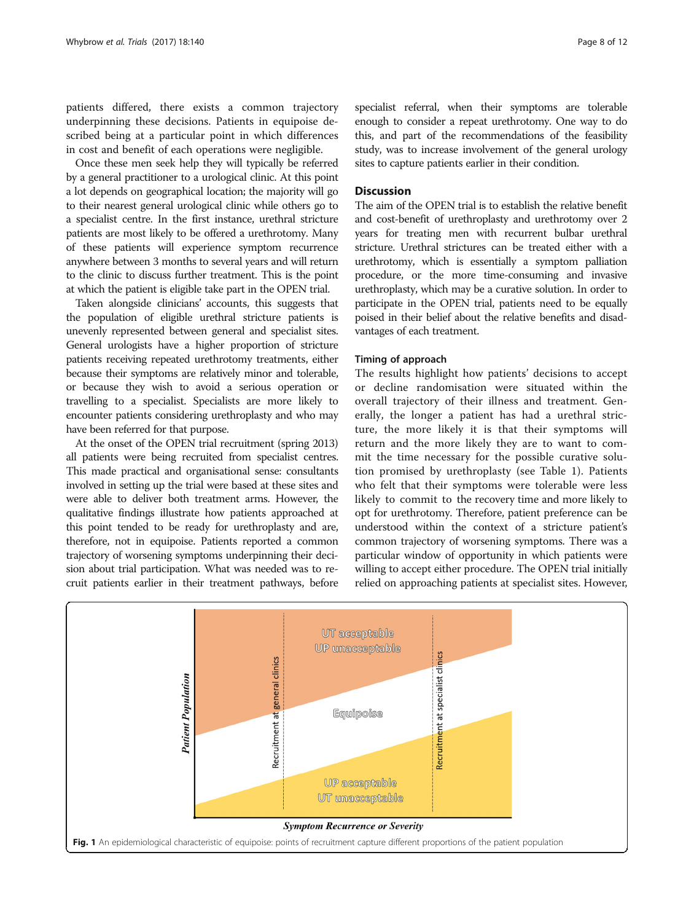patients differed, there exists a common trajectory underpinning these decisions. Patients in equipoise described being at a particular point in which differences in cost and benefit of each operations were negligible.

Once these men seek help they will typically be referred by a general practitioner to a urological clinic. At this point a lot depends on geographical location; the majority will go to their nearest general urological clinic while others go to a specialist centre. In the first instance, urethral stricture patients are most likely to be offered a urethrotomy. Many of these patients will experience symptom recurrence anywhere between 3 months to several years and will return to the clinic to discuss further treatment. This is the point at which the patient is eligible take part in the OPEN trial.

Taken alongside clinicians' accounts, this suggests that the population of eligible urethral stricture patients is unevenly represented between general and specialist sites. General urologists have a higher proportion of stricture patients receiving repeated urethrotomy treatments, either because their symptoms are relatively minor and tolerable, or because they wish to avoid a serious operation or travelling to a specialist. Specialists are more likely to encounter patients considering urethroplasty and who may have been referred for that purpose.

At the onset of the OPEN trial recruitment (spring 2013) all patients were being recruited from specialist centres. This made practical and organisational sense: consultants involved in setting up the trial were based at these sites and were able to deliver both treatment arms. However, the qualitative findings illustrate how patients approached at this point tended to be ready for urethroplasty and are, therefore, not in equipoise. Patients reported a common trajectory of worsening symptoms underpinning their decision about trial participation. What was needed was to recruit patients earlier in their treatment pathways, before specialist referral, when their symptoms are tolerable enough to consider a repeat urethrotomy. One way to do this, and part of the recommendations of the feasibility study, was to increase involvement of the general urology sites to capture patients earlier in their condition.

## Discussion

The aim of the OPEN trial is to establish the relative benefit and cost-benefit of urethroplasty and urethrotomy over 2 years for treating men with recurrent bulbar urethral stricture. Urethral strictures can be treated either with a urethrotomy, which is essentially a symptom palliation procedure, or the more time-consuming and invasive urethroplasty, which may be a curative solution. In order to participate in the OPEN trial, patients need to be equally poised in their belief about the relative benefits and disadvantages of each treatment.

### Timing of approach

The results highlight how patients' decisions to accept or decline randomisation were situated within the overall trajectory of their illness and treatment. Generally, the longer a patient has had a urethral stricture, the more likely it is that their symptoms will return and the more likely they are to want to commit the time necessary for the possible curative solution promised by urethroplasty (see Table 1). Patients who felt that their symptoms were tolerable were less likely to commit to the recovery time and more likely to opt for urethrotomy. Therefore, patient preference can be understood within the context of a stricture patient's common trajectory of worsening symptoms. There was a particular window of opportunity in which patients were willing to accept either procedure. The OPEN trial initially relied on approaching patients at specialist sites. However,

**Fig. 1** An epidemiological characteristic of equipoise: points of recruitment capture different proportions of the patient population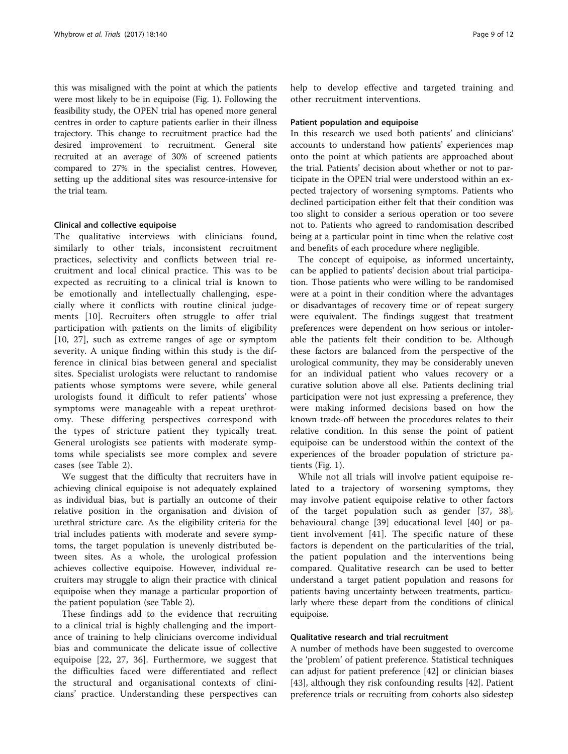this was misaligned with the point at which the patients were most likely to be in equipoise (Fig. 1). Following the feasibility study, the OPEN trial has opened more general centres in order to capture patients earlier in their illness trajectory. This change to recruitment practice had the desired improvement to recruitment. General site recruited at an average of 30% of screened patients compared to 27% in the specialist centres. However, setting up the additional sites was resource-intensive for the trial team.

### Clinical and collective equipoise

The qualitative interviews with clinicians found, similarly to other trials, inconsistent recruitment practices, selectivity and conflicts between trial recruitment and local clinical practice. This was to be expected as recruiting to a clinical trial is known to be emotionally and intellectually challenging, especially where it conflicts with routine clinical judgements [10]. Recruiters often struggle to offer trial participation with patients on the limits of eligibility [10, 27], such as extreme ranges of age or symptom severity. A unique finding within this study is the difference in clinical bias between general and specialist sites. Specialist urologists were reluctant to randomise patients whose symptoms were severe, while general urologists found it difficult to refer patients' whose symptoms were manageable with a repeat urethrotomy. These differing perspectives correspond with the types of stricture patient they typically treat. General urologists see patients with moderate symptoms while specialists see more complex and severe cases (see Table 2).

We suggest that the difficulty that recruiters have in achieving clinical equipoise is not adequately explained as individual bias, but is partially an outcome of their relative position in the organisation and division of urethral stricture care. As the eligibility criteria for the trial includes patients with moderate and severe symptoms, the target population is unevenly distributed between sites. As a whole, the urological profession achieves collective equipoise. However, individual recruiters may struggle to align their practice with clinical equipoise when they manage a particular proportion of the patient population (see Table 2).

These findings add to the evidence that recruiting to a clinical trial is highly challenging and the importance of training to help clinicians overcome individual bias and communicate the delicate issue of collective equipoise [22, 27, 36]. Furthermore, we suggest that the difficulties faced were differentiated and reflect the structural and organisational contexts of clinicians' practice. Understanding these perspectives can help to develop effective and targeted training and other recruitment interventions.

### Patient population and equipoise

In this research we used both patients' and clinicians' accounts to understand how patients' experiences map onto the point at which patients are approached about the trial. Patients' decision about whether or not to participate in the OPEN trial were understood within an expected trajectory of worsening symptoms. Patients who declined participation either felt that their condition was too slight to consider a serious operation or too severe not to. Patients who agreed to randomisation described being at a particular point in time when the relative cost and benefits of each procedure where negligible.

The concept of equipoise, as informed uncertainty, can be applied to patients' decision about trial participation. Those patients who were willing to be randomised were at a point in their condition where the advantages or disadvantages of recovery time or of repeat surgery were equivalent. The findings suggest that treatment preferences were dependent on how serious or intolerable the patients felt their condition to be. Although these factors are balanced from the perspective of the urological community, they may be considerably uneven for an individual patient who values recovery or a curative solution above all else. Patients declining trial participation were not just expressing a preference, they were making informed decisions based on how the known trade-off between the procedures relates to their relative condition. In this sense the point of patient equipoise can be understood within the context of the experiences of the broader population of stricture patients (Fig. 1).

While not all trials will involve patient equipoise related to a trajectory of worsening symptoms, they may involve patient equipoise relative to other factors of the target population such as gender [37, 38], behavioural change [39] educational level [40] or patient involvement [41]. The specific nature of these factors is dependent on the particularities of the trial, the patient population and the interventions being compared. Qualitative research can be used to better understand a target patient population and reasons for patients having uncertainty between treatments, particularly where these depart from the conditions of clinical equipoise.

### Qualitative research and trial recruitment

A number of methods have been suggested to overcome the 'problem' of patient preference. Statistical techniques can adjust for patient preference [42] or clinician biases [43], although they risk confounding results [42]. Patient preference trials or recruiting from cohorts also sidestep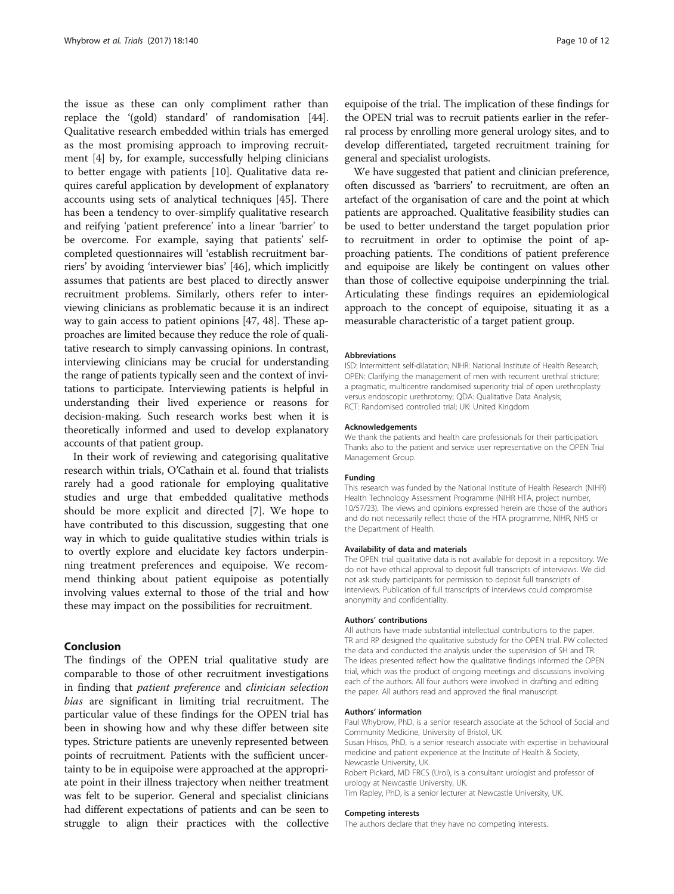the issue as these can only compliment rather than replace the '(gold) standard' of randomisation [44]. Qualitative research embedded within trials has emerged as the most promising approach to improving recruitment [4] by, for example, successfully helping clinicians to better engage with patients [10]. Qualitative data requires careful application by development of explanatory accounts using sets of analytical techniques [45]. There has been a tendency to over-simplify qualitative research and reifying 'patient preference' into a linear 'barrier' to be overcome. For example, saying that patients' self-completed questionnaires will 'establish recruitment barriers' by avoiding 'interviewer bias' [46], which implicitly assumes that patients are best placed to directly answer recruitment problems. Similarly, others refer to interviewing clinicians as problematic because it is an indirect way to gain access to patient opinions [47, 48]. These approaches are limited because they reduce the role of qualitative research to simply canvassing opinions. In contrast, interviewing clinicians may be crucial for understanding the range of patients typically seen and the context of invitations to participate. Interviewing patients is helpful in understanding their lived experience or reasons for decision-making. Such research works best when it is theoretically informed and used to develop explanatory accounts of that patient group.

In their work of reviewing and categorising qualitative research within trials, O'Cathain et al. found that trialists rarely had a good rationale for employing qualitative studies and urge that embedded qualitative methods should be more explicit and directed [7]. We hope to have contributed to this discussion, suggesting that one way in which to guide qualitative studies within trials is to overtly explore and elucidate key factors underpinning treatment preferences and equipoise. We recommend thinking about patient equipoise as potentially involving values external to those of the trial and how these may impact on the possibilities for recruitment.

## Conclusion

The findings of the OPEN trial qualitative study are comparable to those of other recruitment investigations in finding that *patient preference* and *clinician selection bias* are significant in limiting trial recruitment. The particular value of these findings for the OPEN trial has been in showing how and why these differ between site types. Stricture patients are unevenly represented between points of recruitment. Patients with the sufficient uncertainty to be in equipoise were approached at the appropriate point in their illness trajectory when neither treatment was felt to be superior. General and specialist clinicians had different expectations of patients and can be seen to struggle to align their practices with the collective equipoise of the trial. The implication of these findings for the OPEN trial was to recruit patients earlier in the referral process by enrolling more general urology sites, and to develop differentiated, targeted recruitment training for general and specialist urologists.

We have suggested that patient and clinician preference, often discussed as 'barriers' to recruitment, are often an artefact of the organisation of care and the point at which patients are approached. Qualitative feasibility studies can be used to better understand the target population prior to recruitment in order to optimise the point of approaching patients. The conditions of patient preference and equipoise are likely be contingent on values other than those of collective equipoise underpinning the trial. Articulating these findings requires an epidemiological approach to the concept of equipoise, situating it as a measurable characteristic of a target patient group.

#### Abbreviations

ISD: Intermittent self-dilatation; NIHR: National Institute of Health Research; OPEN: Clarifying the management of men with recurrent urethral stricture: a pragmatic, multicentre randomised superiority trial of open urethroplasty versus endoscopic urethrotomy; QDA: Qualitative Data Analysis; RCT: Randomised controlled trial; UK: United Kingdom

#### Acknowledgements

We thank the patients and health care professionals for their participation. Thanks also to the patient and service user representative on the OPEN Trial Management Group.

#### Funding

This research was funded by the National Institute of Health Research (NIHR) Health Technology Assessment Programme (NIHR HTA, project number, 10/57/23). The views and opinions expressed herein are those of the authors and do not necessarily reflect those of the HTA programme, NIHR, NHS or the Department of Health.

#### Availability of data and materials

The OPEN trial qualitative data is not available for deposit in a repository. We do not have ethical approval to deposit full transcripts of interviews. We did not ask study participants for permission to deposit full transcripts of interviews. Publication of full transcripts of interviews could compromise anonymity and confidentiality.

#### Authors' contributions

All authors have made substantial intellectual contributions to the paper. TR and RP designed the qualitative substudy for the OPEN trial. PW collected the data and conducted the analysis under the supervision of SH and TR. The ideas presented reflect how the qualitative findings informed the OPEN trial, which was the product of ongoing meetings and discussions involving each of the authors. All four authors were involved in drafting and editing the paper. All authors read and approved the final manuscript.

#### Authors' information

Paul Whybrow, PhD, is a senior research associate at the School of Social and Community Medicine, University of Bristol, UK.
Susan Hrisos, PhD, is a senior research associate with expertise in behavioural medicine and patient experience at the Institute of Health & Society, Newcastle University, UK.
Robert Pickard, MD FRCS (Urol), is a consultant urologist and professor of urology at Newcastle University, UK.
Tim Rapley, PhD, is a senior lecturer at Newcastle University, UK.

#### Competing interests

The authors declare that they have no competing interests.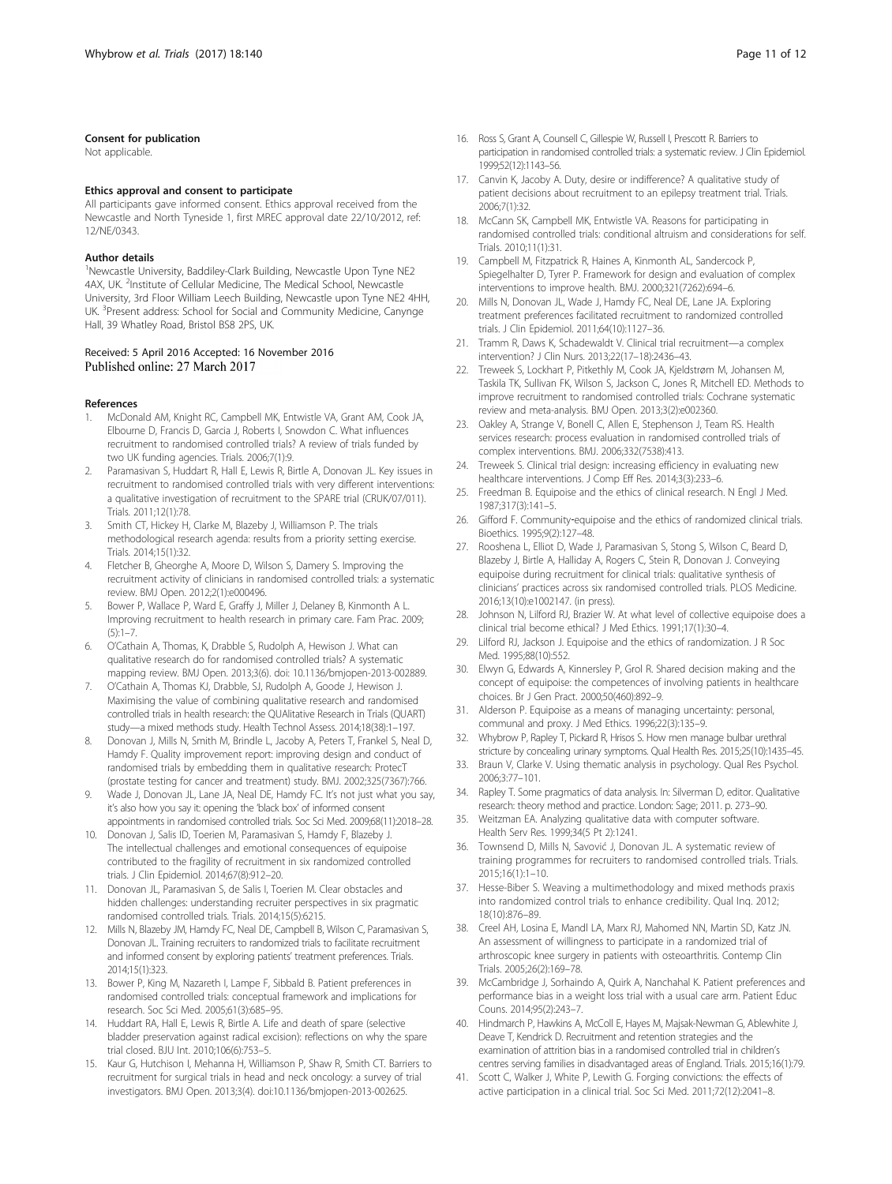### Consent for publication

Not applicable.

### Ethics approval and consent to participate

All participants gave informed consent. Ethics approval received from the Newcastle and North Tyneside 1, first MREC approval date 22/10/2012, ref: 12/NE/0343.

### Author details

[1]Newcastle University, Baddiley-Clark Building, Newcastle Upon Tyne NE2 4AX, UK. [2]Institute of Cellular Medicine, The Medical School, Newcastle University, 3rd Floor William Leech Building, Newcastle upon Tyne NE2 4HH, UK. [3]Present address: School for Social and Community Medicine, Canynge Hall, 39 Whatley Road, Bristol BS8 2PS, UK.

Received: 5 April 2016 Accepted: 16 November 2016
Published online: 27 March 2017

### References

1. McDonald AM, Knight RC, Campbell MK, Entwistle VA, Grant AM, Cook JA, Elbourne D, Francis D, Garcia J, Roberts I, Snowdon C. What influences recruitment to randomised controlled trials? A review of trials funded by two UK funding agencies. Trials. 2006;7(1):9.
2. Paramasivan S, Huddart R, Hall E, Lewis R, Birtle A, Donovan JL. Key issues in recruitment to randomised controlled trials with very different interventions: a qualitative investigation of recruitment to the SPARE trial (CRUK/07/011). Trials. 2011;12(1):78.
3. Smith CT, Hickey H, Clarke M, Blazeby J, Williamson P. The trials methodological research agenda: results from a priority setting exercise. Trials. 2014;15(1):32.
4. Fletcher B, Gheorghe A, Moore D, Wilson S, Damery S. Improving the recruitment activity of clinicians in randomised controlled trials: a systematic review. BMJ Open. 2012;2(1):e000496.
5. Bower P, Wallace P, Ward E, Graffy J, Miller J, Delaney B, Kinmonth A L. Improving recruitment to health research in primary care. Fam Prac. 2009;(5):1–7.
6. O'Cathain A, Thomas, K, Drabble S, Rudolph A, Hewison J. What can qualitative research do for randomised controlled trials? A systematic mapping review. BMJ Open. 2013;3(6). doi: 10.1136/bmjopen-2013-002889.
7. O'Cathain A, Thomas KJ, Drabble SJ, Rudolph A, Goode J, Hewison J. Maximising the value of combining qualitative research and randomised controlled trials in health research: the QUAlitative Research in Trials (QUART) study—a mixed methods study. Health Technol Assess. 2014;18(38):1–197.
8. Donovan J, Mills N, Smith M, Brindle L, Jacoby A, Peters T, Frankel S, Neal D, Hamdy F. Quality improvement report: improving design and conduct of randomised trials by embedding them in qualitative research: ProtecT (prostate testing for cancer and treatment) study. BMJ. 2002;325(7367):766.
9. Wade J, Donovan JL, Lane JA, Neal DE, Hamdy FC. It's not just what you say, it's also how you say it: opening the 'black box' of informed consent appointments in randomised controlled trials. Soc Sci Med. 2009;68(11):2018–28.
10. Donovan J, Salis ID, Toerien M, Paramasivan S, Hamdy F, Blazeby J. The intellectual challenges and emotional consequences of equipoise contributed to the fragility of recruitment in six randomized controlled trials. J Clin Epidemiol. 2014;67(8):912–20.
11. Donovan JL, Paramasivan S, de Salis I, Toerien M. Clear obstacles and hidden challenges: understanding recruiter perspectives in six pragmatic randomised controlled trials. Trials. 2014;15(5):6215.
12. Mills N, Blazeby JM, Hamdy FC, Neal DE, Campbell B, Wilson C, Paramasivan S, Donovan JL. Training recruiters to randomized trials to facilitate recruitment and informed consent by exploring patients' treatment preferences. Trials. 2014;15(1):323.
13. Bower P, King M, Nazareth I, Lampe F, Sibbald B. Patient preferences in randomised controlled trials: conceptual framework and implications for research. Soc Sci Med. 2005;61(3):685–95.
14. Huddart RA, Hall E, Lewis R, Birtle A. Life and death of spare (selective bladder preservation against radical excision): reflections on why the spare trial closed. BJU Int. 2010;106(6):753–5.
15. Kaur G, Hutchison I, Mehanna H, Williamson P, Shaw R, Smith CT. Barriers to recruitment for surgical trials in head and neck oncology: a survey of trial investigators. BMJ Open. 2013;3(4). doi:10.1136/bmjopen-2013-002625.
16. Ross S, Grant A, Counsell C, Gillespie W, Russell I, Prescott R. Barriers to participation in randomised controlled trials: a systematic review. J Clin Epidemiol. 1999;52(12):1143–56.
17. Canvin K, Jacoby A. Duty, desire or indifference? A qualitative study of patient decisions about recruitment to an epilepsy treatment trial. Trials. 2006;7(1):32.
18. McCann SK, Campbell MK, Entwistle VA. Reasons for participating in randomised controlled trials: conditional altruism and considerations for self. Trials. 2010;11(1):31.
19. Campbell M, Fitzpatrick R, Haines A, Kinmonth AL, Sandercock P, Spiegelhalter D, Tyrer P. Framework for design and evaluation of complex interventions to improve health. BMJ. 2000;321(7262):694–6.
20. Mills N, Donovan JL, Wade J, Hamdy FC, Neal DE, Lane JA. Exploring treatment preferences facilitated recruitment to randomized controlled trials. J Clin Epidemiol. 2011;64(10):1127–36.
21. Tramm R, Daws K, Schadewaldt V. Clinical trial recruitment—a complex intervention? J Clin Nurs. 2013;22(17–18):2436–43.
22. Treweek S, Lockhart P, Pitkethly M, Cook JA, Kjeldstrøm M, Johansen M, Taskila TK, Sullivan FK, Wilson S, Jackson C, Jones R, Mitchell ED. Methods to improve recruitment to randomised controlled trials: Cochrane systematic review and meta-analysis. BMJ Open. 2013;3(2):e002360.
23. Oakley A, Strange V, Bonell C, Allen E, Stephenson J, Team RS. Health services research: process evaluation in randomised controlled trials of complex interventions. BMJ. 2006;332(7538):413.
24. Treweek S. Clinical trial design: increasing efficiency in evaluating new healthcare interventions. J Comp Eff Res. 2014;3(3):233–6.
25. Freedman B. Equipoise and the ethics of clinical research. N Engl J Med. 1987;317(3):141–5.
26. Gifford F. Community-equipoise and the ethics of randomized clinical trials. Bioethics. 1995;9(2):127–48.
27. Rooshena L, Elliot D, Wade J, Paramasivan S, Stong S, Wilson C, Beard D, Blazeby J, Birtle A, Halliday A, Rogers C, Stein R, Donovan J. Conveying equipoise during recruitment for clinical trials: qualitative synthesis of clinicians' practices across six randomised controlled trials. PLOS Medicine. 2016;13(10):e1002147. (in press).
28. Johnson N, Lilford RJ, Brazier W. At what level of collective equipoise does a clinical trial become ethical? J Med Ethics. 1991;17(1):30–4.
29. Lilford RJ, Jackson J. Equipoise and the ethics of randomization. J R Soc Med. 1995;88(10):552.
30. Elwyn G, Edwards A, Kinnersley P, Grol R. Shared decision making and the concept of equipoise: the competences of involving patients in healthcare choices. Br J Gen Pract. 2000;50(460):892–9.
31. Alderson P. Equipoise as a means of managing uncertainty: personal, communal and proxy. J Med Ethics. 1996;22(3):135–9.
32. Whybrow P, Rapley T, Pickard R, Hrisos S. How men manage bulbar urethral stricture by concealing urinary symptoms. Qual Health Res. 2015;25(10):1435–45.
33. Braun V, Clarke V. Using thematic analysis in psychology. Qual Res Psychol. 2006;3:77–101.
34. Rapley T. Some pragmatics of data analysis. In: Silverman D, editor. Qualitative research: theory method and practice. London: Sage; 2011. p. 273–90.
35. Weitzman EA. Analyzing qualitative data with computer software. Health Serv Res. 1999;34(5 Pt 2):1241.
36. Townsend D, Mills N, Savović J, Donovan JL. A systematic review of training programmes for recruiters to randomised controlled trials. Trials. 2015;16(1):1–10.
37. Hesse-Biber S. Weaving a multimethodology and mixed methods praxis into randomized control trials to enhance credibility. Qual Inq. 2012;18(10):876–89.
38. Creel AH, Losina E, Mandl LA, Marx RJ, Mahomed NN, Martin SD, Katz JN. An assessment of willingness to participate in a randomized trial of arthroscopic knee surgery in patients with osteoarthritis. Contemp Clin Trials. 2005;26(2):169–78.
39. McCambridge J, Sorhaindo A, Quirk A, Nanchahal K. Patient preferences and performance bias in a weight loss trial with a usual care arm. Patient Educ Couns. 2014;95(2):243–7.
40. Hindmarch P, Hawkins A, McColl E, Hayes M, Majsak-Newman G, Ablewhite J, Deave T, Kendrick D. Recruitment and retention strategies and the examination of attrition bias in a randomised controlled trial in children's centres serving families in disadvantaged areas of England. Trials. 2015;16(1):79.
41. Scott C, Walker J, White P, Lewith G. Forging convictions: the effects of active participation in a clinical trial. Soc Sci Med. 2011;72(12):2041–8.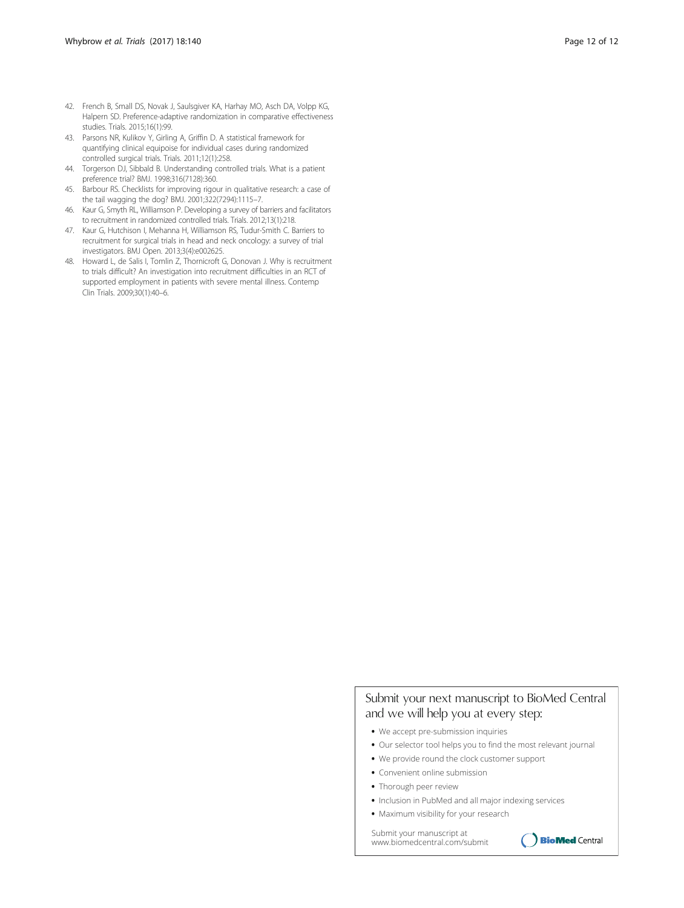42. French B, Small DS, Novak J, Saulsgiver KA, Harhay MO, Asch DA, Volpp KG, Halpern SD. Preference-adaptive randomization in comparative effectiveness studies. Trials. 2015;16(1):99.
43. Parsons NR, Kulikov Y, Girling A, Griffin D. A statistical framework for quantifying clinical equipoise for individual cases during randomized controlled surgical trials. Trials. 2011;12(1):258.
44. Torgerson DJ, Sibbald B. Understanding controlled trials. What is a patient preference trial? BMJ. 1998;316(7128):360.
45. Barbour RS. Checklists for improving rigour in qualitative research: a case of the tail wagging the dog? BMJ. 2001;322(7294):1115–7.
46. Kaur G, Smyth RL, Williamson P. Developing a survey of barriers and facilitators to recruitment in randomized controlled trials. Trials. 2012;13(1):218.
47. Kaur G, Hutchison I, Mehanna H, Williamson RS, Tudur-Smith C. Barriers to recruitment for surgical trials in head and neck oncology: a survey of trial investigators. BMJ Open. 2013;3(4):e002625.
48. Howard L, de Salis I, Tomlin Z, Thornicroft G, Donovan J. Why is recruitment to trials difficult? An investigation into recruitment difficulties in an RCT of supported employment in patients with severe mental illness. Contemp Clin Trials. 2009;30(1):40–6.

Submit your next manuscript to BioMed Central and we will help you at every step:

- We accept pre-submission inquiries
- Our selector tool helps you to find the most relevant journal
- We provide round the clock customer support
- Convenient online submission
- Thorough peer review
- Inclusion in PubMed and all major indexing services
- Maximum visibility for your research

Submit your manuscript at www.biomedcentral.com/submit

BioMed Central